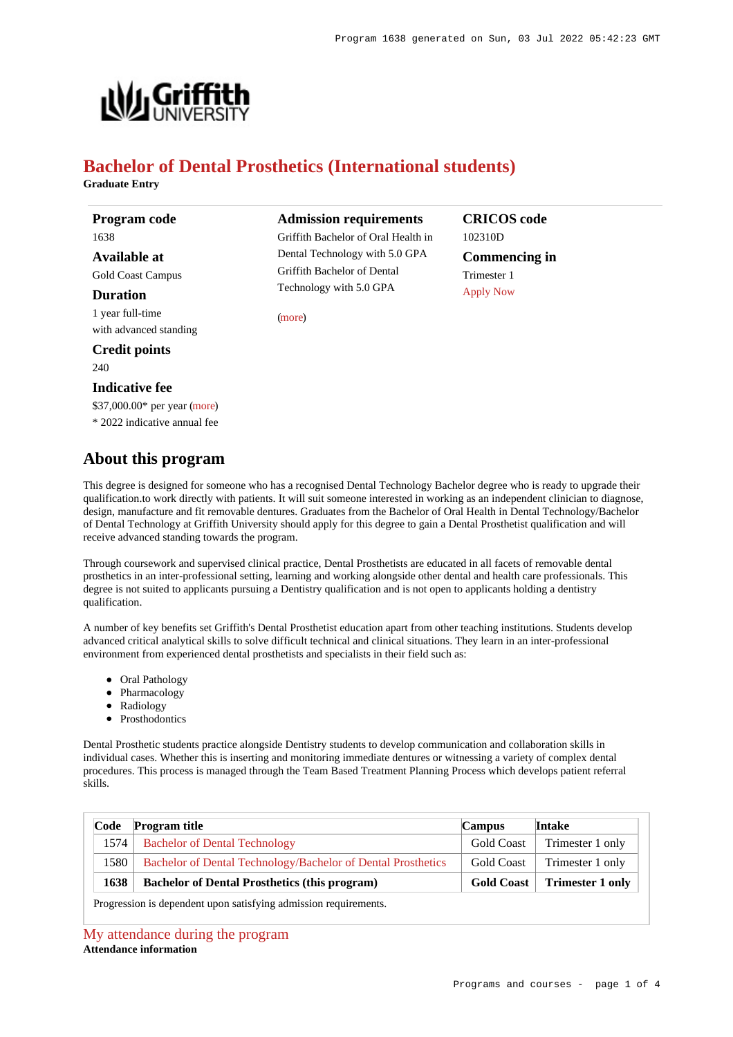# Bachelor of Dental Prosthetics (International students)

**Graduate Entry**

### Program code

1638

### Available at

Gold Coast Campus

### Duration

1 year full-time

with advanced standing

### Credit points

240

### Indicative fee

$37,000.00* per year (more)

* 2022 indicative annual fee

### Admission requirements

Griffith Bachelor of Oral Health in Dental Technology with 5.0 GPA

Griffith Bachelor of Dental Technology with 5.0 GPA

(more)

### CRICOS code

102310D

### Commencing in

Trimester 1

Apply Now

## About this program

This degree is designed for someone who has a recognised Dental Technology Bachelor degree who is ready to upgrade their qualification.to work directly with patients. It will suit someone interested in working as an independent clinician to diagnose, design, manufacture and fit removable dentures. Graduates from the Bachelor of Oral Health in Dental Technology/Bachelor of Dental Technology at Griffith University should apply for this degree to gain a Dental Prosthetist qualification and will receive advanced standing towards the program.

Through coursework and supervised clinical practice, Dental Prosthetists are educated in all facets of removable dental prosthetics in an inter-professional setting, learning and working alongside other dental and health care professionals. This degree is not suited to applicants pursuing a Dentistry qualification and is not open to applicants holding a dentistry qualification.

A number of key benefits set Griffith's Dental Prosthetist education apart from other teaching institutions. Students develop advanced critical analytical skills to solve difficult technical and clinical situations. They learn in an inter-professional environment from experienced dental prosthetists and specialists in their field such as:

- Oral Pathology
- Pharmacology
- Radiology
- Prosthodontics

Dental Prosthetic students practice alongside Dentistry students to develop communication and collaboration skills in individual cases. Whether this is inserting and monitoring immediate dentures or witnessing a variety of complex dental procedures. This process is managed through the Team Based Treatment Planning Process which develops patient referral skills.

| Code | Program title | Campus | Intake |
|---|---|---|---|
| 1574 | Bachelor of Dental Technology | Gold Coast | Trimester 1 only |
| 1580 | Bachelor of Dental Technology/Bachelor of Dental Prosthetics | Gold Coast | Trimester 1 only |
| **1638** | **Bachelor of Dental Prosthetics (this program)** | **Gold Coast** | **Trimester 1 only** |

Progression is dependent upon satisfying admission requirements.

## My attendance during the program

**Attendance information**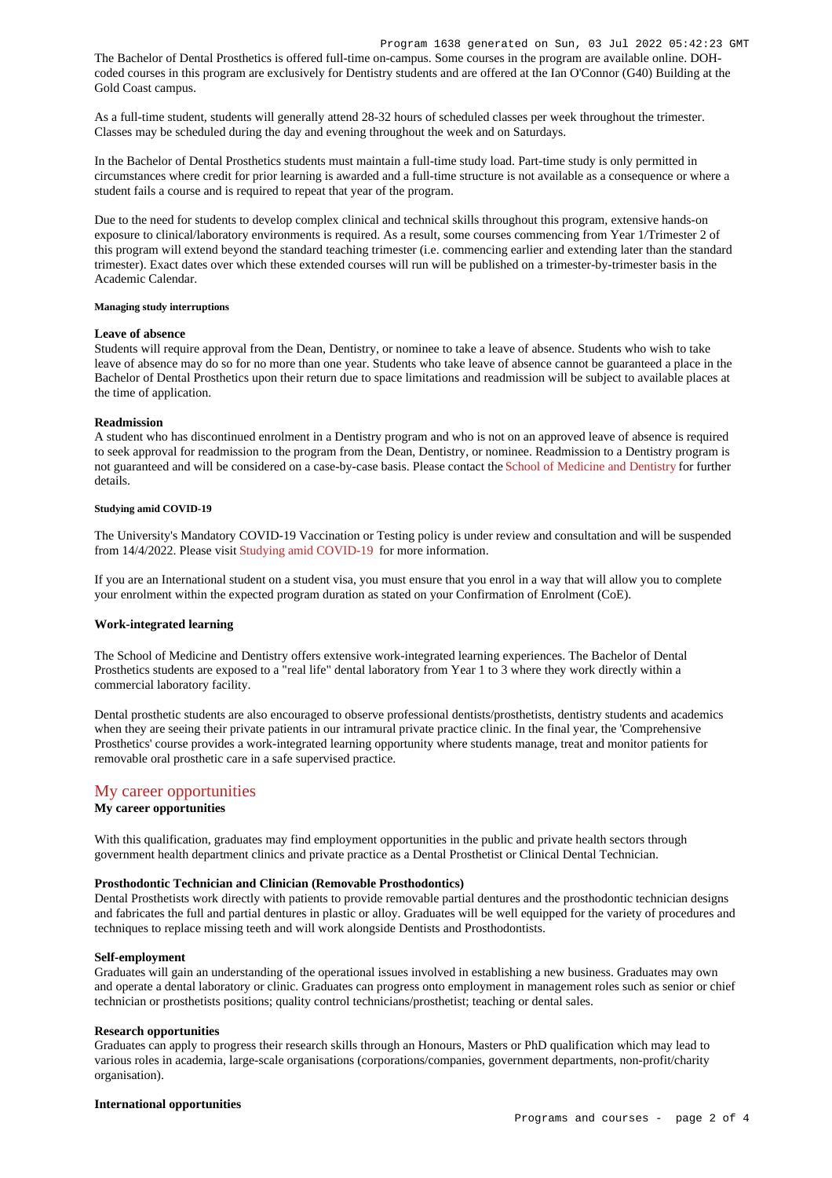The Bachelor of Dental Prosthetics is offered full-time on-campus. Some courses in the program are available online. DOH-coded courses in this program are exclusively for Dentistry students and are offered at the Ian O'Connor (G40) Building at the Gold Coast campus.

As a full-time student, students will generally attend 28-32 hours of scheduled classes per week throughout the trimester. Classes may be scheduled during the day and evening throughout the week and on Saturdays.

In the Bachelor of Dental Prosthetics students must maintain a full-time study load. Part-time study is only permitted in circumstances where credit for prior learning is awarded and a full-time structure is not available as a consequence or where a student fails a course and is required to repeat that year of the program.

Due to the need for students to develop complex clinical and technical skills throughout this program, extensive hands-on exposure to clinical/laboratory environments is required. As a result, some courses commencing from Year 1/Trimester 2 of this program will extend beyond the standard teaching trimester (i.e. commencing earlier and extending later than the standard trimester). Exact dates over which these extended courses will run will be published on a trimester-by-trimester basis in the Academic Calendar.

##### Managing study interruptions

**Leave of absence**

Students will require approval from the Dean, Dentistry, or nominee to take a leave of absence. Students who wish to take leave of absence may do so for no more than one year. Students who take leave of absence cannot be guaranteed a place in the Bachelor of Dental Prosthetics upon their return due to space limitations and readmission will be subject to available places at the time of application.

**Readmission**

A student who has discontinued enrolment in a Dentistry program and who is not on an approved leave of absence is required to seek approval for readmission to the program from the Dean, Dentistry, or nominee. Readmission to a Dentistry program is not guaranteed and will be considered on a case-by-case basis. Please contact the School of Medicine and Dentistry for further details.

##### Studying amid COVID-19

The University's Mandatory COVID-19 Vaccination or Testing policy is under review and consultation and will be suspended from 14/4/2022. Please visit Studying amid COVID-19 for more information.

If you are an International student on a student visa, you must ensure that you enrol in a way that will allow you to complete your enrolment within the expected program duration as stated on your Confirmation of Enrolment (CoE).

**Work-integrated learning**

The School of Medicine and Dentistry offers extensive work-integrated learning experiences. The Bachelor of Dental Prosthetics students are exposed to a "real life" dental laboratory from Year 1 to 3 where they work directly within a commercial laboratory facility.

Dental prosthetic students are also encouraged to observe professional dentists/prosthetists, dentistry students and academics when they are seeing their private patients in our intramural private practice clinic. In the final year, the 'Comprehensive Prosthetics' course provides a work-integrated learning opportunity where students manage, treat and monitor patients for removable oral prosthetic care in a safe supervised practice.

## My career opportunities

**My career opportunities**

With this qualification, graduates may find employment opportunities in the public and private health sectors through government health department clinics and private practice as a Dental Prosthetist or Clinical Dental Technician.

**Prosthodontic Technician and Clinician (Removable Prosthodontics)**

Dental Prosthetists work directly with patients to provide removable partial dentures and the prosthodontic technician designs and fabricates the full and partial dentures in plastic or alloy. Graduates will be well equipped for the variety of procedures and techniques to replace missing teeth and will work alongside Dentists and Prosthodontists.

**Self-employment**

Graduates will gain an understanding of the operational issues involved in establishing a new business. Graduates may own and operate a dental laboratory or clinic. Graduates can progress onto employment in management roles such as senior or chief technician or prosthetists positions; quality control technicians/prosthetist; teaching or dental sales.

**Research opportunities**

Graduates can apply to progress their research skills through an Honours, Masters or PhD qualification which may lead to various roles in academia, large-scale organisations (corporations/companies, government departments, non-profit/charity organisation).

**International opportunities**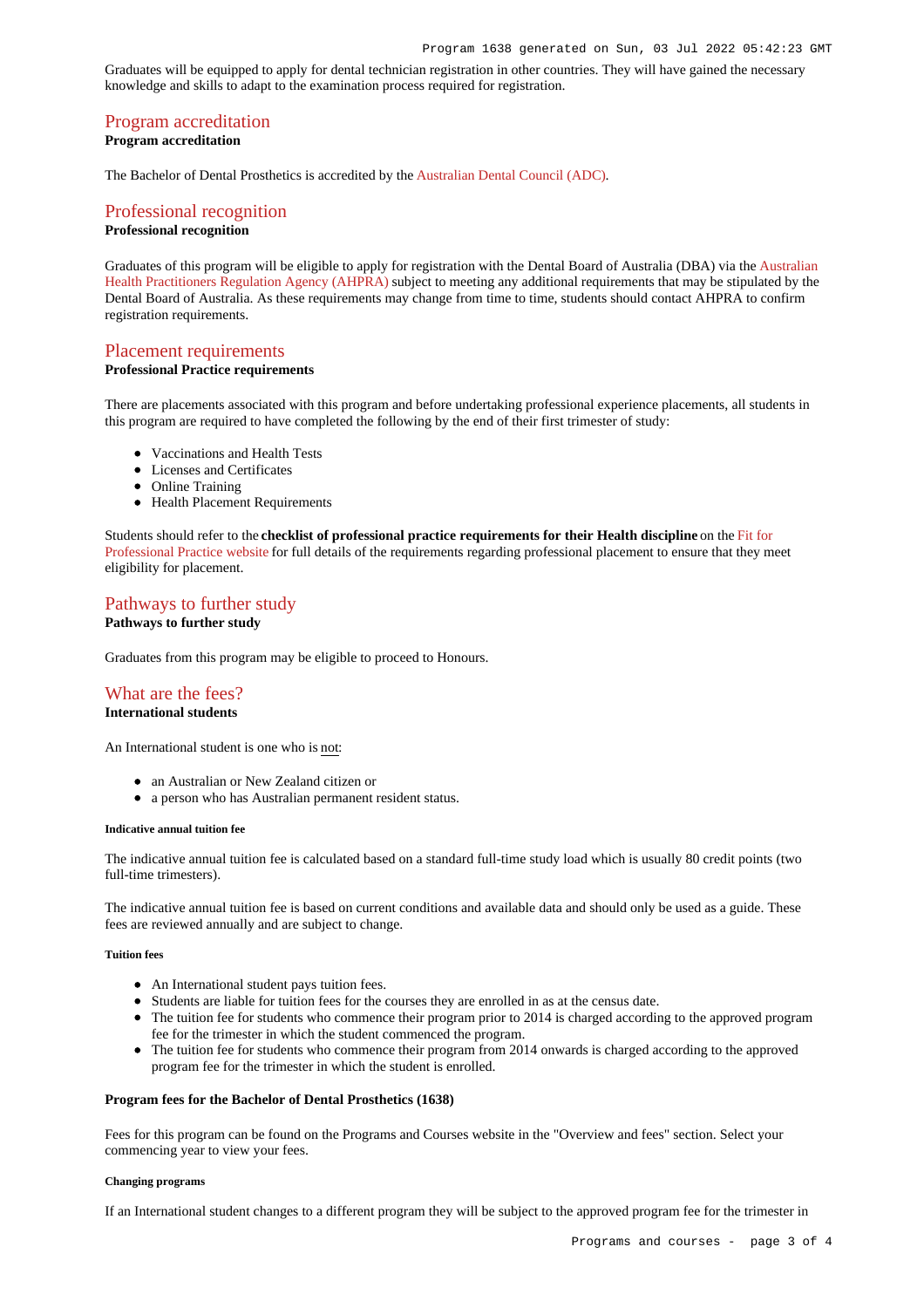Graduates will be equipped to apply for dental technician registration in other countries. They will have gained the necessary knowledge and skills to adapt to the examination process required for registration.

## Program accreditation

**Program accreditation**

The Bachelor of Dental Prosthetics is accredited by the Australian Dental Council (ADC).

## Professional recognition

**Professional recognition**

Graduates of this program will be eligible to apply for registration with the Dental Board of Australia (DBA) via the Australian Health Practitioners Regulation Agency (AHPRA) subject to meeting any additional requirements that may be stipulated by the Dental Board of Australia. As these requirements may change from time to time, students should contact AHPRA to confirm registration requirements.

## Placement requirements

**Professional Practice requirements**

There are placements associated with this program and before undertaking professional experience placements, all students in this program are required to have completed the following by the end of their first trimester of study:

- Vaccinations and Health Tests
- Licenses and Certificates
- Online Training
- Health Placement Requirements

Students should refer to the **checklist of professional practice requirements for their Health discipline** on the Fit for Professional Practice website for full details of the requirements regarding professional placement to ensure that they meet eligibility for placement.

## Pathways to further study

**Pathways to further study**

Graduates from this program may be eligible to proceed to Honours.

## What are the fees?

**International students**

An International student is one who is not:

- an Australian or New Zealand citizen or
- a person who has Australian permanent resident status.

##### Indicative annual tuition fee

The indicative annual tuition fee is calculated based on a standard full-time study load which is usually 80 credit points (two full-time trimesters).

The indicative annual tuition fee is based on current conditions and available data and should only be used as a guide. These fees are reviewed annually and are subject to change.

##### Tuition fees

- An International student pays tuition fees.
- Students are liable for tuition fees for the courses they are enrolled in as at the census date.
- The tuition fee for students who commence their program prior to 2014 is charged according to the approved program fee for the trimester in which the student commenced the program.
- The tuition fee for students who commence their program from 2014 onwards is charged according to the approved program fee for the trimester in which the student is enrolled.

**Program fees for the Bachelor of Dental Prosthetics (1638)**

Fees for this program can be found on the Programs and Courses website in the "Overview and fees" section. Select your commencing year to view your fees.

##### Changing programs

If an International student changes to a different program they will be subject to the approved program fee for the trimester in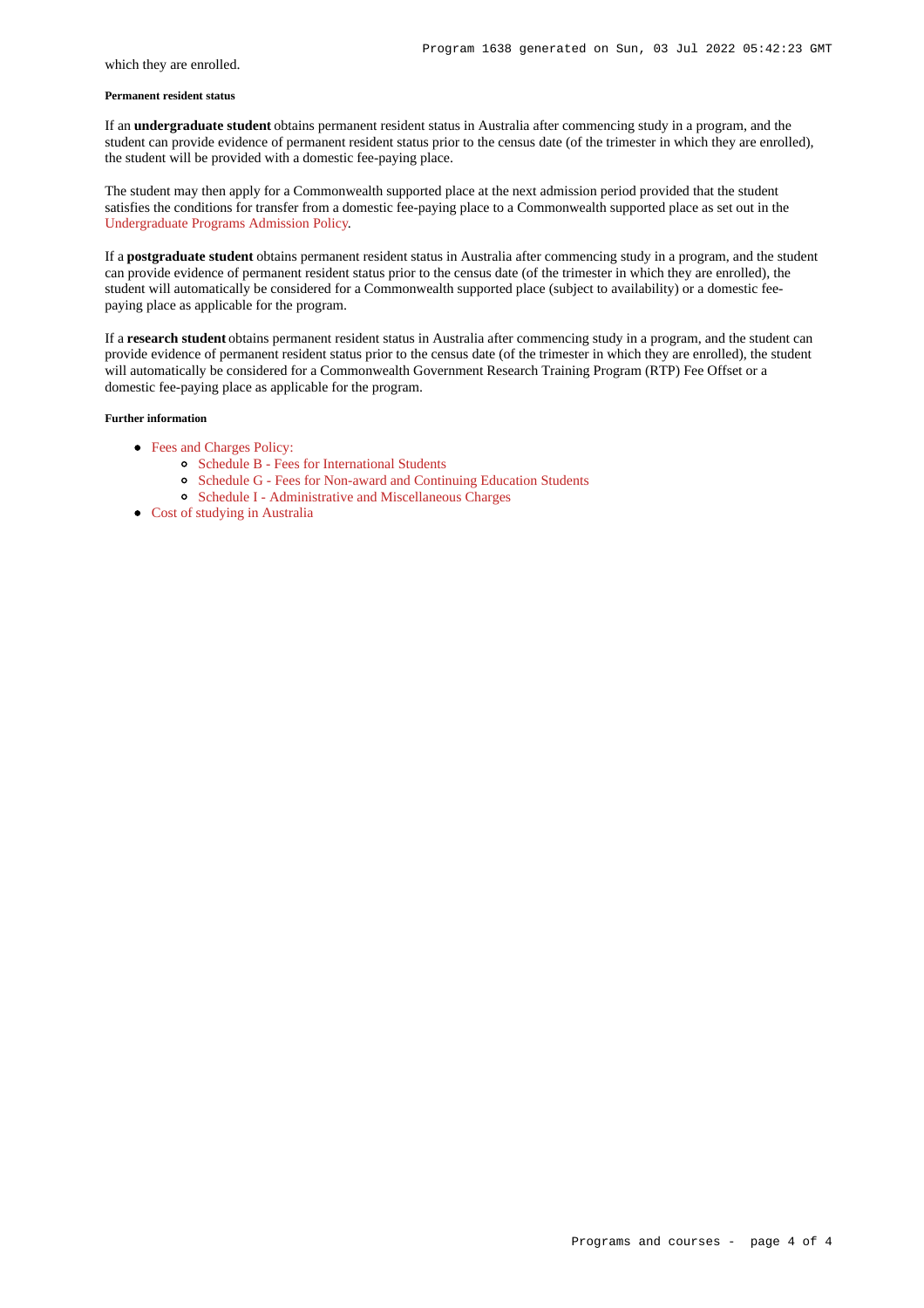which they are enrolled.

#### Permanent resident status

If an **undergraduate student** obtains permanent resident status in Australia after commencing study in a program, and the student can provide evidence of permanent resident status prior to the census date (of the trimester in which they are enrolled), the student will be provided with a domestic fee-paying place.

The student may then apply for a Commonwealth supported place at the next admission period provided that the student satisfies the conditions for transfer from a domestic fee-paying place to a Commonwealth supported place as set out in the Undergraduate Programs Admission Policy.

If a **postgraduate student** obtains permanent resident status in Australia after commencing study in a program, and the student can provide evidence of permanent resident status prior to the census date (of the trimester in which they are enrolled), the student will automatically be considered for a Commonwealth supported place (subject to availability) or a domestic fee-paying place as applicable for the program.

If a **research student** obtains permanent resident status in Australia after commencing study in a program, and the student can provide evidence of permanent resident status prior to the census date (of the trimester in which they are enrolled), the student will automatically be considered for a Commonwealth Government Research Training Program (RTP) Fee Offset or a domestic fee-paying place as applicable for the program.

#### Further information

- Fees and Charges Policy:
  - Schedule B - Fees for International Students
  - Schedule G - Fees for Non-award and Continuing Education Students
  - Schedule I - Administrative and Miscellaneous Charges
- Cost of studying in Australia